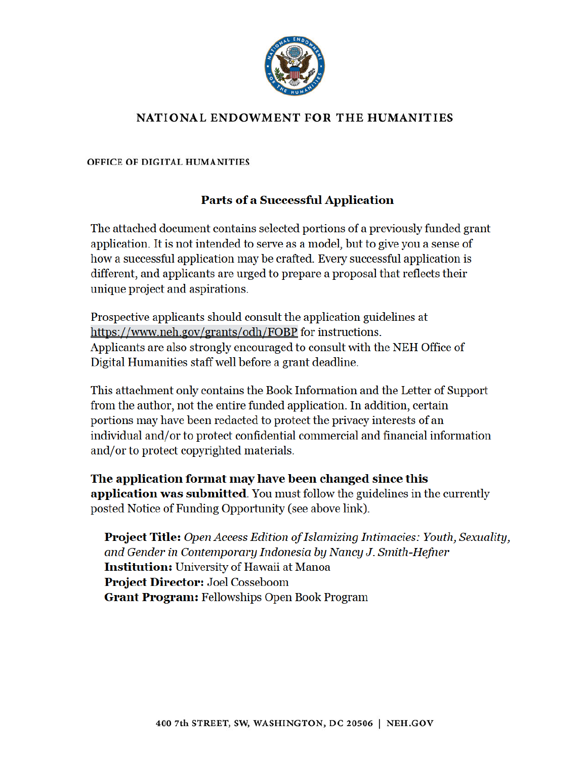# NATIONAL ENDOWMENT FOR THE HUMANITIES

## OFFICE OF DIGITAL HUMANITIES

### Parts of a Successful Application

The attached document contains selected portions of a previously funded grant application. It is not intended to serve as a model, but to give you a sense of how a successful application may be crafted. Every successful application is different, and applicants are urged to prepare a proposal that reflects their unique project and aspirations.

Prospective applicants should consult the application guidelines at https://www.neh.gov/grants/odh/FOBP for instructions.
Applicants are also strongly encouraged to consult with the NEH Office of Digital Humanities staff well before a grant deadline.

This attachment only contains the Book Information and the Letter of Support from the author, not the entire funded application. In addition, certain portions may have been redacted to protect the privacy interests of an individual and/or to protect confidential commercial and financial information and/or to protect copyrighted materials.

**The application format may have been changed since this application was submitted**. You must follow the guidelines in the currently posted Notice of Funding Opportunity (see above link).

**Project Title:** *Open Access Edition of Islamizing Intimacies: Youth, Sexuality, and Gender in Contemporary Indonesia by Nancy J. Smith-Hefner*
**Institution:** University of Hawaii at Manoa
**Project Director:** Joel Cosseboom
**Grant Program:** Fellowships Open Book Program

400 7th STREET, SW, WASHINGTON, DC 20506 | NEH.GOV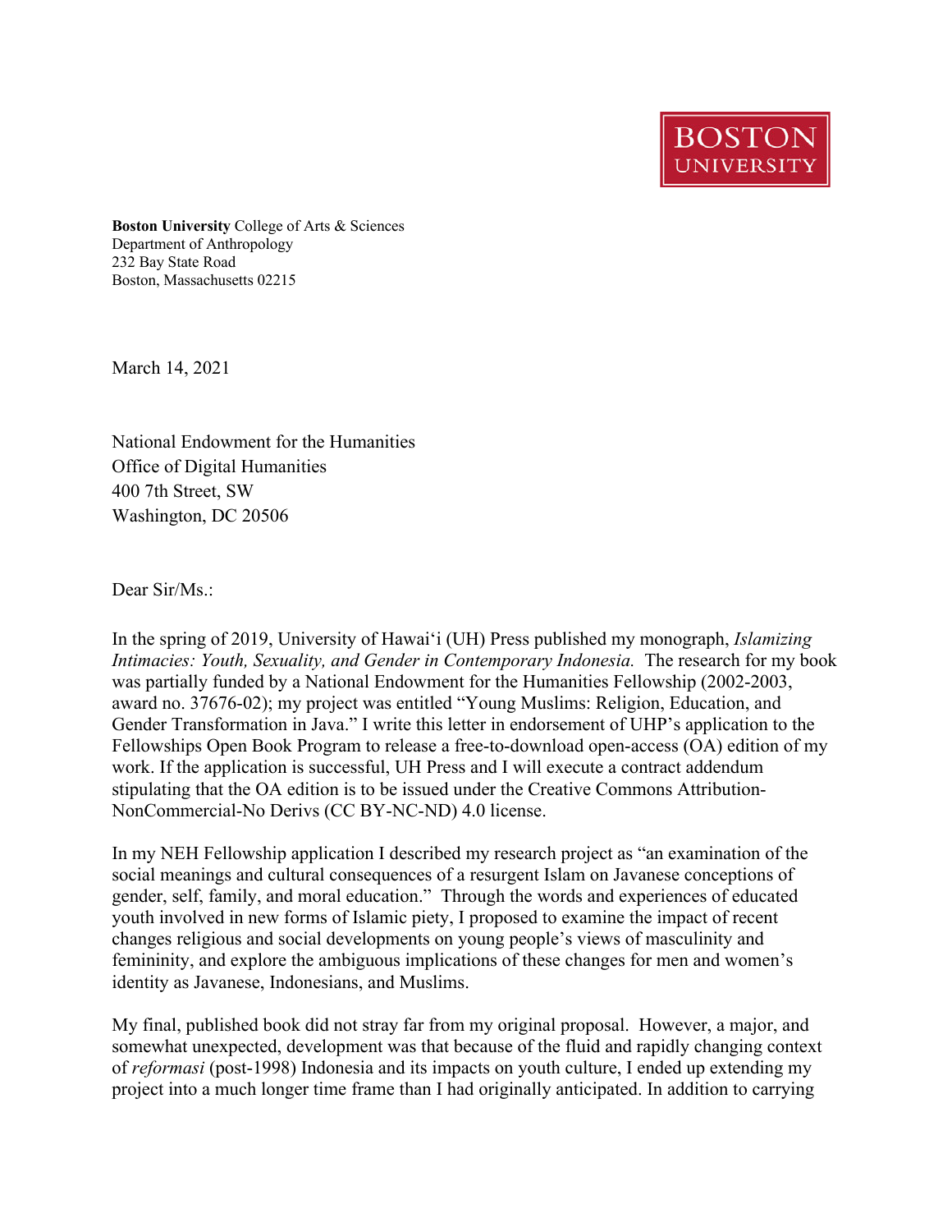**BOSTON UNIVERSITY**

**Boston University** College of Arts & Sciences
Department of Anthropology
232 Bay State Road
Boston, Massachusetts 02215

March 14, 2021

National Endowment for the Humanities
Office of Digital Humanities
400 7th Street, SW
Washington, DC 20506

Dear Sir/Ms.:

In the spring of 2019, University of Hawaiʻi (UH) Press published my monograph, *Islamizing Intimacies: Youth, Sexuality, and Gender in Contemporary Indonesia.* The research for my book was partially funded by a National Endowment for the Humanities Fellowship (2002-2003, award no. 37676-02); my project was entitled "Young Muslims: Religion, Education, and Gender Transformation in Java." I write this letter in endorsement of UHP's application to the Fellowships Open Book Program to release a free-to-download open-access (OA) edition of my work. If the application is successful, UH Press and I will execute a contract addendum stipulating that the OA edition is to be issued under the Creative Commons Attribution-NonCommercial-No Derivs (CC BY-NC-ND) 4.0 license.

In my NEH Fellowship application I described my research project as "an examination of the social meanings and cultural consequences of a resurgent Islam on Javanese conceptions of gender, self, family, and moral education." Through the words and experiences of educated youth involved in new forms of Islamic piety, I proposed to examine the impact of recent changes religious and social developments on young people's views of masculinity and femininity, and explore the ambiguous implications of these changes for men and women's identity as Javanese, Indonesians, and Muslims.

My final, published book did not stray far from my original proposal. However, a major, and somewhat unexpected, development was that because of the fluid and rapidly changing context of *reformasi* (post-1998) Indonesia and its impacts on youth culture, I ended up extending my project into a much longer time frame than I had originally anticipated. In addition to carrying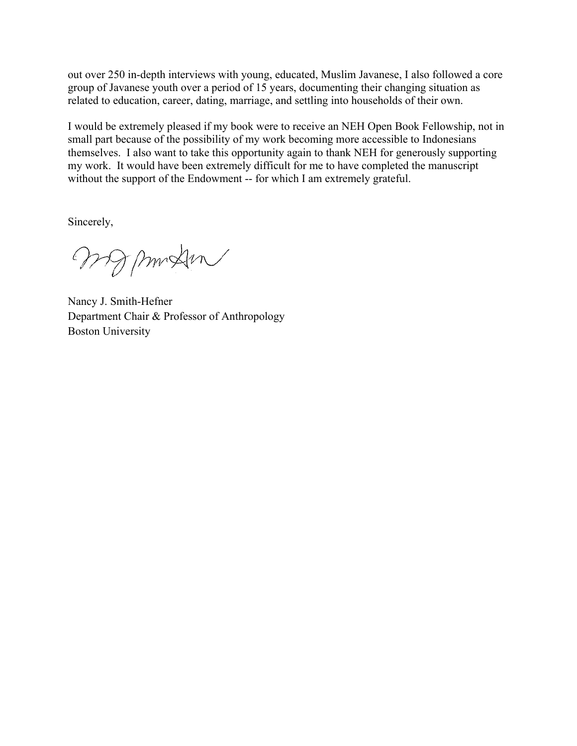out over 250 in-depth interviews with young, educated, Muslim Javanese, I also followed a core group of Javanese youth over a period of 15 years, documenting their changing situation as related to education, career, dating, marriage, and settling into households of their own.

I would be extremely pleased if my book were to receive an NEH Open Book Fellowship, not in small part because of the possibility of my work becoming more accessible to Indonesians themselves. I also want to take this opportunity again to thank NEH for generously supporting my work. It would have been extremely difficult for me to have completed the manuscript without the support of the Endowment -- for which I am extremely grateful.

Sincerely,

Nancy J. Smith-Hefner
Department Chair & Professor of Anthropology
Boston University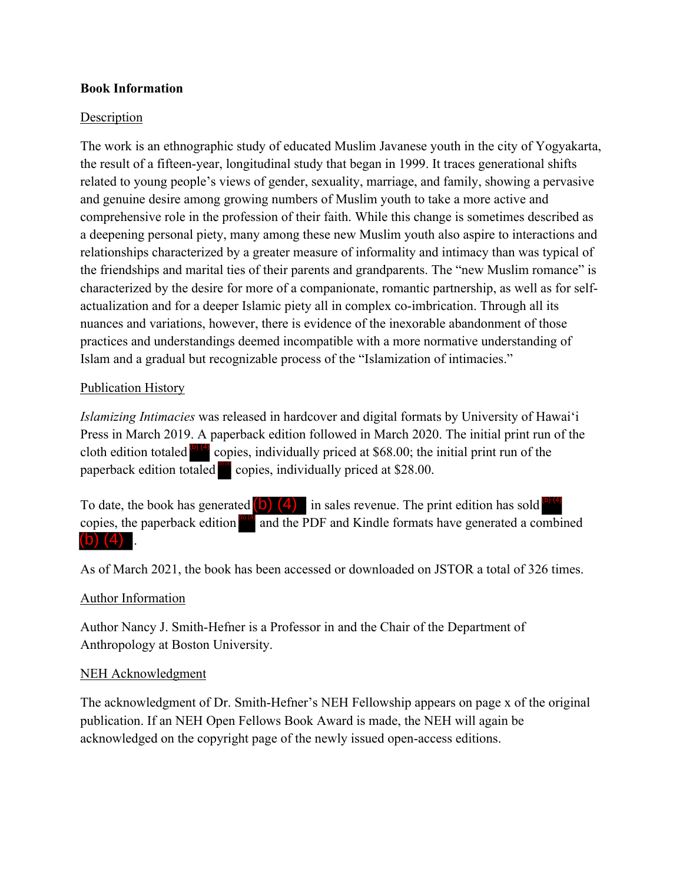**Book Information**

Description

The work is an ethnographic study of educated Muslim Javanese youth in the city of Yogyakarta, the result of a fifteen-year, longitudinal study that began in 1999. It traces generational shifts related to young people's views of gender, sexuality, marriage, and family, showing a pervasive and genuine desire among growing numbers of Muslim youth to take a more active and comprehensive role in the profession of their faith. While this change is sometimes described as a deepening personal piety, many among these new Muslim youth also aspire to interactions and relationships characterized by a greater measure of informality and intimacy than was typical of the friendships and marital ties of their parents and grandparents. The "new Muslim romance" is characterized by the desire for more of a companionate, romantic partnership, as well as for self-actualization and for a deeper Islamic piety all in complex co-imbrication. Through all its nuances and variations, however, there is evidence of the inexorable abandonment of those practices and understandings deemed incompatible with a more normative understanding of Islam and a gradual but recognizable process of the "Islamization of intimacies."

Publication History

*Islamizing Intimacies* was released in hardcover and digital formats by University of Hawai'i Press in March 2019. A paperback edition followed in March 2020. The initial print run of the cloth edition totaled (b) (4) copies, individually priced at $68.00; the initial print run of the paperback edition totaled (b) (4) copies, individually priced at $28.00.

To date, the book has generated (b) (4) in sales revenue. The print edition has sold (b) (4) copies, the paperback edition (b) (4) and the PDF and Kindle formats have generated a combined (b) (4).

As of March 2021, the book has been accessed or downloaded on JSTOR a total of 326 times.

Author Information

Author Nancy J. Smith-Hefner is a Professor in and the Chair of the Department of Anthropology at Boston University.

NEH Acknowledgment

The acknowledgment of Dr. Smith-Hefner's NEH Fellowship appears on page x of the original publication. If an NEH Open Fellows Book Award is made, the NEH will again be acknowledged on the copyright page of the newly issued open-access editions.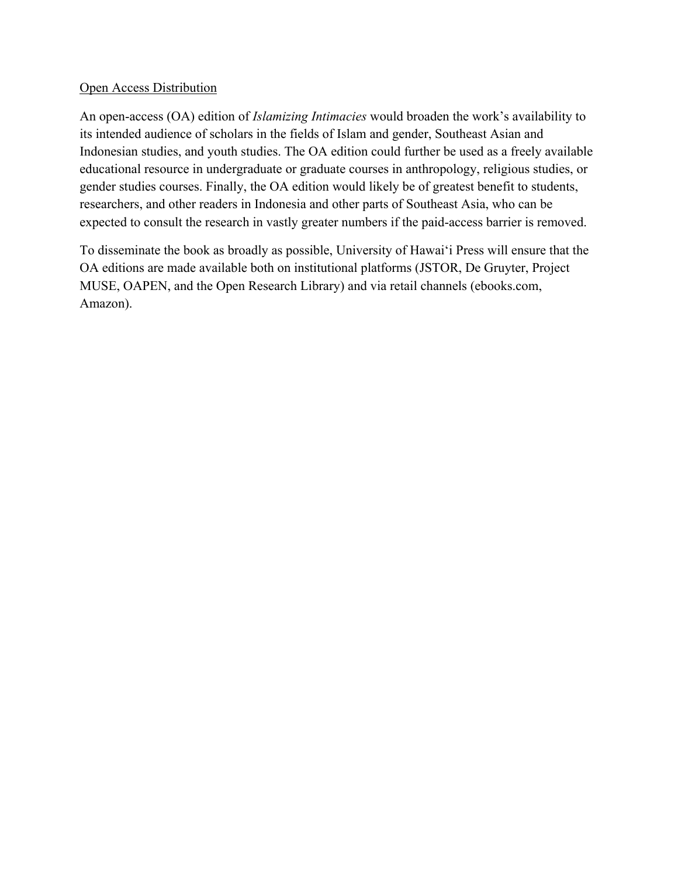<u>Open Access Distribution</u>

An open-access (OA) edition of *Islamizing Intimacies* would broaden the work's availability to its intended audience of scholars in the fields of Islam and gender, Southeast Asian and Indonesian studies, and youth studies. The OA edition could further be used as a freely available educational resource in undergraduate or graduate courses in anthropology, religious studies, or gender studies courses. Finally, the OA edition would likely be of greatest benefit to students, researchers, and other readers in Indonesia and other parts of Southeast Asia, who can be expected to consult the research in vastly greater numbers if the paid-access barrier is removed.

To disseminate the book as broadly as possible, University of Hawai'i Press will ensure that the OA editions are made available both on institutional platforms (JSTOR, De Gruyter, Project MUSE, OAPEN, and the Open Research Library) and via retail channels (ebooks.com, Amazon).